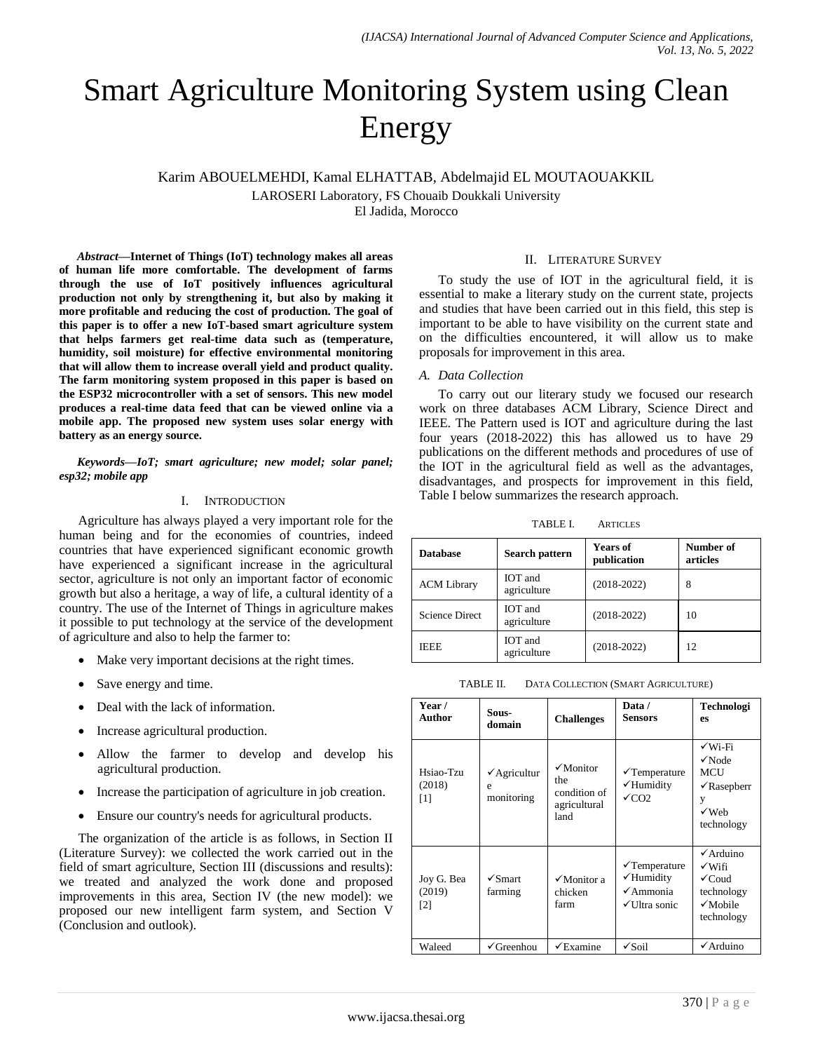# Smart Agriculture Monitoring System using Clean Energy

Karim ABOUELMEHDI, Kamal ELHATTAB, Abdelmajid EL MOUTAOUAKKIL

LAROSERI Laboratory, FS Chouaib Doukkali University

El Jadida, Morocco

***Abstract*—Internet of Things (IoT) technology makes all areas of human life more comfortable. The development of farms through the use of IoT positively influences agricultural production not only by strengthening it, but also by making it more profitable and reducing the cost of production. The goal of this paper is to offer a new IoT-based smart agriculture system that helps farmers get real-time data such as (temperature, humidity, soil moisture) for effective environmental monitoring that will allow them to increase overall yield and product quality. The farm monitoring system proposed in this paper is based on the ESP32 microcontroller with a set of sensors. This new model produces a real-time data feed that can be viewed online via a mobile app. The proposed new system uses solar energy with battery as an energy source.**

***Keywords—IoT; smart agriculture; new model; solar panel; esp32; mobile app***

## I. Introduction

Agriculture has always played a very important role for the human being and for the economies of countries, indeed countries that have experienced significant economic growth have experienced a significant increase in the agricultural sector, agriculture is not only an important factor of economic growth but also a heritage, a way of life, a cultural identity of a country. The use of the Internet of Things in agriculture makes it possible to put technology at the service of the development of agriculture and also to help the farmer to:

- Make very important decisions at the right times.
- Save energy and time.
- Deal with the lack of information.
- Increase agricultural production.
- Allow the farmer to develop and develop his agricultural production.
- Increase the participation of agriculture in job creation.
- Ensure our country's needs for agricultural products.

The organization of the article is as follows, in Section II (Literature Survey): we collected the work carried out in the field of smart agriculture, Section III (discussions and results): we treated and analyzed the work done and proposed improvements in this area, Section IV (the new model): we proposed our new intelligent farm system, and Section V (Conclusion and outlook).

## II. Literature Survey

To study the use of IOT in the agricultural field, it is essential to make a literary study on the current state, projects and studies that have been carried out in this field, this step is important to be able to have visibility on the current state and on the difficulties encountered, it will allow us to make proposals for improvement in this area.

### A. Data Collection

To carry out our literary study we focused our research work on three databases ACM Library, Science Direct and IEEE. The Pattern used is IOT and agriculture during the last four years (2018-2022) this has allowed us to have 29 publications on the different methods and procedures of use of the IOT in the agricultural field as well as the advantages, disadvantages, and prospects for improvement in this field, Table I below summarizes the research approach.

TABLE I. Articles

| Database | Search pattern | Years of publication | Number of articles |
|---|---|---|---|
| ACM Library | IOT and agriculture | (2018-2022) | 8 |
| Science Direct | IOT and agriculture | (2018-2022) | 10 |
| IEEE | IOT and agriculture | (2018-2022) | 12 |

TABLE II. Data Collection (Smart Agriculture)

| Year / Author | Sous-domain | Challenges | Data / Sensors | Technologies |
|---|---|---|---|---|
| Hsiao-Tzu (2018) [1] | ✓Agriculture monitoring | ✓Monitor the condition of agricultural land | ✓Temperature ✓Humidity ✓CO2 | ✓Wi-Fi ✓Node MCU ✓Rasepberry ✓Web technology |
| Joy G. Bea (2019) [2] | ✓Smart farming | ✓Monitor a chicken farm | ✓Temperature ✓Humidity ✓Ammonia ✓Ultra sonic | ✓Arduino ✓Wifi ✓Coud technology ✓Mobile technology |
| Waleed | ✓Greenhou | ✓Examine | ✓Soil | ✓Arduino |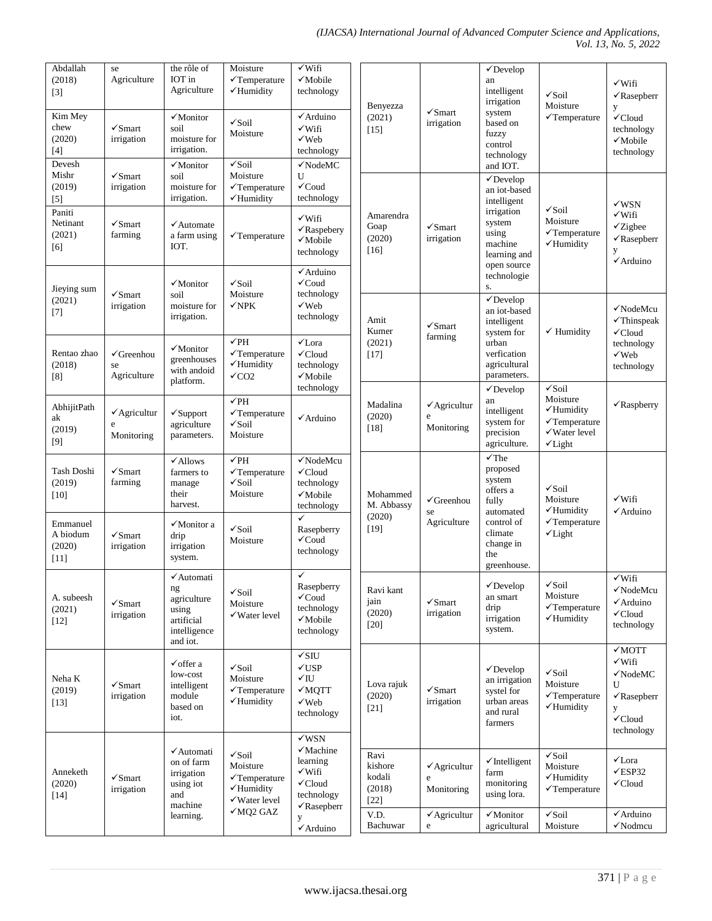| | | | | |
|---|---|---|---|---|
| Abdallah (2018) [3] | se Agriculture | the rôle of IOT in Agriculture | Moisture ✓Temperature ✓Humidity | ✓Wifi ✓Mobile technology |
| Kim Mey chew (2020) [4] | ✓Smart irrigation | ✓Monitor soil moisture for irrigation. | ✓Soil Moisture | ✓Arduino ✓Wifi ✓Web technology |
| Devesh Mishr (2019) [5] | ✓Smart irrigation | ✓Monitor soil moisture for irrigation. | ✓Soil Moisture ✓Temperature ✓Humidity | ✓NodeMCU ✓Coud technology |
| Paniti Netinant (2021) [6] | ✓Smart farming | ✓Automate a farm using IOT. | ✓Temperature | ✓Wifi ✓Raspebery ✓Mobile technology |
| Jieying sum (2021) [7] | ✓Smart irrigation | ✓Monitor soil moisture for irrigation. | ✓Soil Moisture ✓NPK | ✓Arduino ✓Coud technology ✓Web technology |
| Rentao zhao (2018) [8] | ✓Greenhouse Agriculture | ✓Monitor greenhouses with andoid platform. | ✓PH ✓Temperature ✓Humidity ✓CO2 | ✓Lora ✓Cloud technology ✓Mobile technology |
| AbhijitPathak (2019) [9] | ✓Agriculture Monitoring | ✓Support agriculture parameters. | ✓PH ✓Temperature ✓Soil Moisture | ✓Arduino |
| Tash Doshi (2019) [10] | ✓Smart farming | ✓Allows farmers to manage their harvest. | ✓PH ✓Temperature ✓Soil Moisture | ✓NodeMcu ✓Cloud technology ✓Mobile technology |
| Emmanuel A biodum (2020) [11] | ✓Smart irrigation | ✓Monitor a drip irrigation system. | ✓Soil Moisture | ✓ Rasepberry ✓Coud technology |
| A. subeesh (2021) [12] | ✓Smart irrigation | ✓Automating agriculture using artificial intelligence and iot. | ✓Soil Moisture ✓Water level | ✓ Rasepberry ✓Coud technology ✓Mobile technology |
| Neha K (2019) [13] | ✓Smart irrigation | ✓offer a low-cost intelligent module based on iot. | ✓Soil Moisture ✓Temperature ✓Humidity | ✓SIU ✓USP ✓IU ✓MQTT ✓Web technology |
| Anneketh (2020) [14] | ✓Smart irrigation | ✓Automation of farm irrigation using iot and machine learning. | ✓Soil Moisture ✓Temperature ✓Humidity ✓Water level ✓MQ2 GAZ | ✓WSN ✓Machine learning ✓Wifi ✓Cloud technology ✓Rasepberry ✓Arduino |
| Benyezza (2021) [15] | ✓Smart irrigation | ✓Develop an intelligent irrigation system based on fuzzy control technology and IOT. | ✓Soil Moisture ✓Temperature | ✓Wifi ✓Rasepberry ✓Cloud technology ✓Mobile technology |
| Amarendra Goap (2020) [16] | ✓Smart irrigation | ✓Develop an iot-based intelligent irrigation system using machine learning and open source technologies. | ✓Soil Moisture ✓Temperature ✓Humidity | ✓WSN ✓Wifi ✓Zigbee ✓Rasepberry ✓Arduino |
| Amit Kumer (2021) [17] | ✓Smart farming | ✓Develop an iot-based intelligent system for urban verfication agricultural parameters. | ✓ Humidity | ✓NodeMcu ✓Thinspeak ✓Cloud technology ✓Web technology |
| Madalina (2020) [18] | ✓Agriculture Monitoring | ✓Develop an intelligent system for precision agriculture. | ✓Soil Moisture ✓Humidity ✓Temperature ✓Water level ✓Light | ✓Raspberry |
| Mohammed M. Abbassy (2020) [19] | ✓Greenhouse Agriculture | ✓The proposed system offers a fully automated control of climate change in the greenhouse. | ✓Soil Moisture ✓Humidity ✓Temperature ✓Light | ✓Wifi ✓Arduino |
| Ravi kant jain (2020) [20] | ✓Smart irrigation | ✓Develop an smart drip irrigation system. | ✓Soil Moisture ✓Temperature ✓Humidity | ✓Wifi ✓NodeMcu ✓Arduino ✓Cloud technology |
| Lova rajuk (2020) [21] | ✓Smart irrigation | ✓Develop an irrigation systel for urban areas and rural farmers | ✓Soil Moisture ✓Temperature ✓Humidity | ✓MOTT ✓Wifi ✓NodeMCU ✓Rasepberry ✓Cloud technology |
| Ravi kishore kodali (2018) [22] | ✓Agriculture Monitoring | ✓Intelligent farm monitoring using lora. | ✓Soil Moisture ✓Humidity ✓Temperature | ✓Lora ✓ESP32 ✓Cloud |
| V.D. Bachuwar | ✓Agriculture | ✓Monitor agricultural | ✓Soil Moisture | ✓Arduino ✓Nodmcu |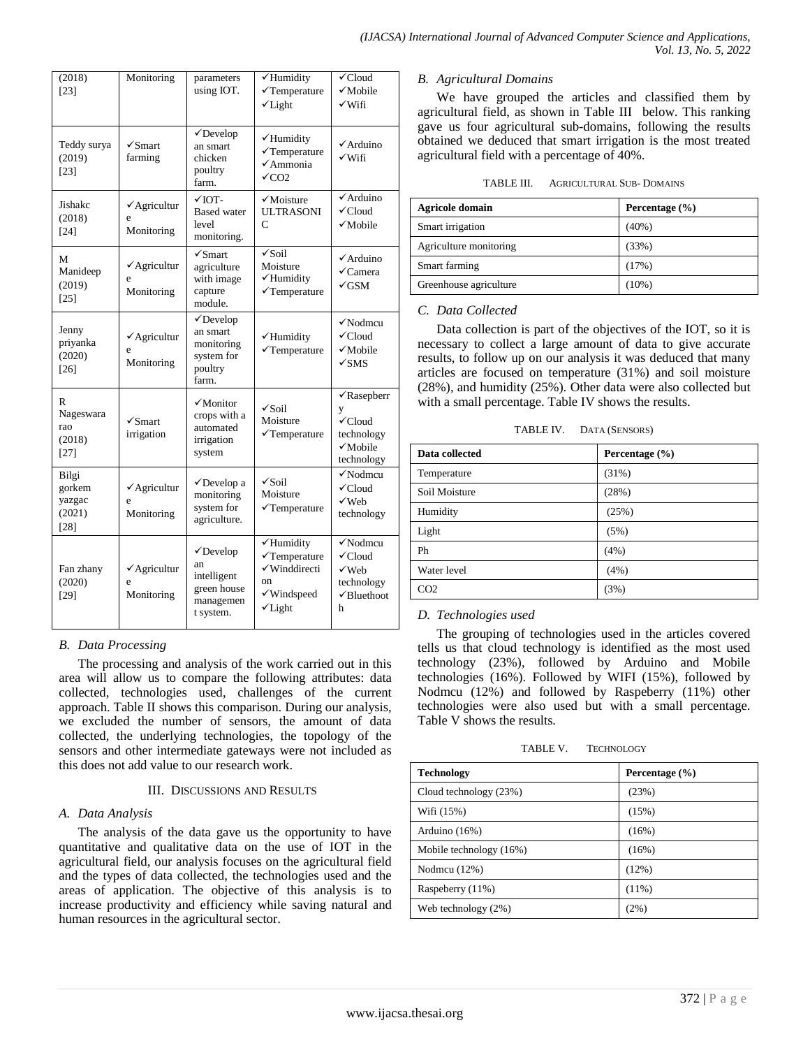| (2018) [23] | Monitoring | parameters using IOT. | ✓Humidity ✓Temperature ✓Light | ✓Cloud ✓Mobile ✓Wifi |
|---|---|---|---|---|
| Teddy surya (2019) [23] | ✓Smart farming | ✓Develop an smart chicken poultry farm. | ✓Humidity ✓Temperature ✓Ammonia ✓CO2 | ✓Arduino ✓Wifi |
| Jishakc (2018) [24] | ✓Agriculture Monitoring | ✓IOT-Based water level monitoring. | ✓Moisture ULTRASONIC | ✓Arduino ✓Cloud ✓Mobile |
| M Manideep (2019) [25] | ✓Agriculture Monitoring | ✓Smart agriculture with image capture module. | ✓Soil Moisture ✓Humidity ✓Temperature | ✓Arduino ✓Camera ✓GSM |
| Jenny priyanka (2020) [26] | ✓Agriculture Monitoring | ✓Develop an smart monitoring system for poultry farm. | ✓Humidity ✓Temperature | ✓Nodmcu ✓Cloud ✓Mobile ✓SMS |
| R Nageswara rao (2018) [27] | ✓Smart irrigation | ✓Monitor crops with a automated irrigation system | ✓Soil Moisture ✓Temperature | ✓Rasepberry ✓Cloud technology ✓Mobile technology |
| Bilgi gorkem yazgac (2021) [28] | ✓Agriculture Monitoring | ✓Develop a monitoring system for agriculture. | ✓Soil Moisture ✓Temperature | ✓Nodmcu ✓Cloud ✓Web technology |
| Fan zhany (2020) [29] | ✓Agriculture Monitoring | ✓Develop an intelligent green house management system. | ✓Humidity ✓Temperature ✓Winddirection ✓Windspeed ✓Light | ✓Nodmcu ✓Cloud ✓Web technology ✓Bluethooth |

### B. Data Processing

The processing and analysis of the work carried out in this area will allow us to compare the following attributes: data collected, technologies used, challenges of the current approach. Table II shows this comparison. During our analysis, we excluded the number of sensors, the amount of data collected, the underlying technologies, the topology of the sensors and other intermediate gateways were not included as this does not add value to our research work.

## III. Discussions and Results

### A. Data Analysis

The analysis of the data gave us the opportunity to have quantitative and qualitative data on the use of IOT in the agricultural field, our analysis focuses on the agricultural field and the types of data collected, the technologies used and the areas of application. The objective of this analysis is to increase productivity and efficiency while saving natural and human resources in the agricultural sector.

### B. Agricultural Domains

We have grouped the articles and classified them by agricultural field, as shown in Table III below. This ranking gave us four agricultural sub-domains, following the results obtained we deduced that smart irrigation is the most treated agricultural field with a percentage of 40%.

TABLE III. Agricultural Sub- Domains

| Agricole domain | Percentage (%) |
|---|---|
| Smart irrigation | (40%) |
| Agriculture monitoring | (33%) |
| Smart farming | (17%) |
| Greenhouse agriculture | (10%) |

### C. Data Collected

Data collection is part of the objectives of the IOT, so it is necessary to collect a large amount of data to give accurate results, to follow up on our analysis it was deduced that many articles are focused on temperature (31%) and soil moisture (28%), and humidity (25%). Other data were also collected but with a small percentage. Table IV shows the results.

TABLE IV. Data (Sensors)

| Data collected | Percentage (%) |
|---|---|
| Temperature | (31%) |
| Soil Moisture | (28%) |
| Humidity | (25%) |
| Light | (5%) |
| Ph | (4%) |
| Water level | (4%) |
| CO2 | (3%) |

### D. Technologies used

The grouping of technologies used in the articles covered tells us that cloud technology is identified as the most used technology (23%), followed by Arduino and Mobile technologies (16%). Followed by WIFI (15%), followed by Nodmcu (12%) and followed by Raspeberry (11%) other technologies were also used but with a small percentage. Table V shows the results.

TABLE V. Technology

| Technology | Percentage (%) |
|---|---|
| Cloud technology (23%) | (23%) |
| Wifi (15%) | (15%) |
| Arduino (16%) | (16%) |
| Mobile technology (16%) | (16%) |
| Nodmcu (12%) | (12%) |
| Raspeberry (11%) | (11%) |
| Web technology (2%) | (2%) |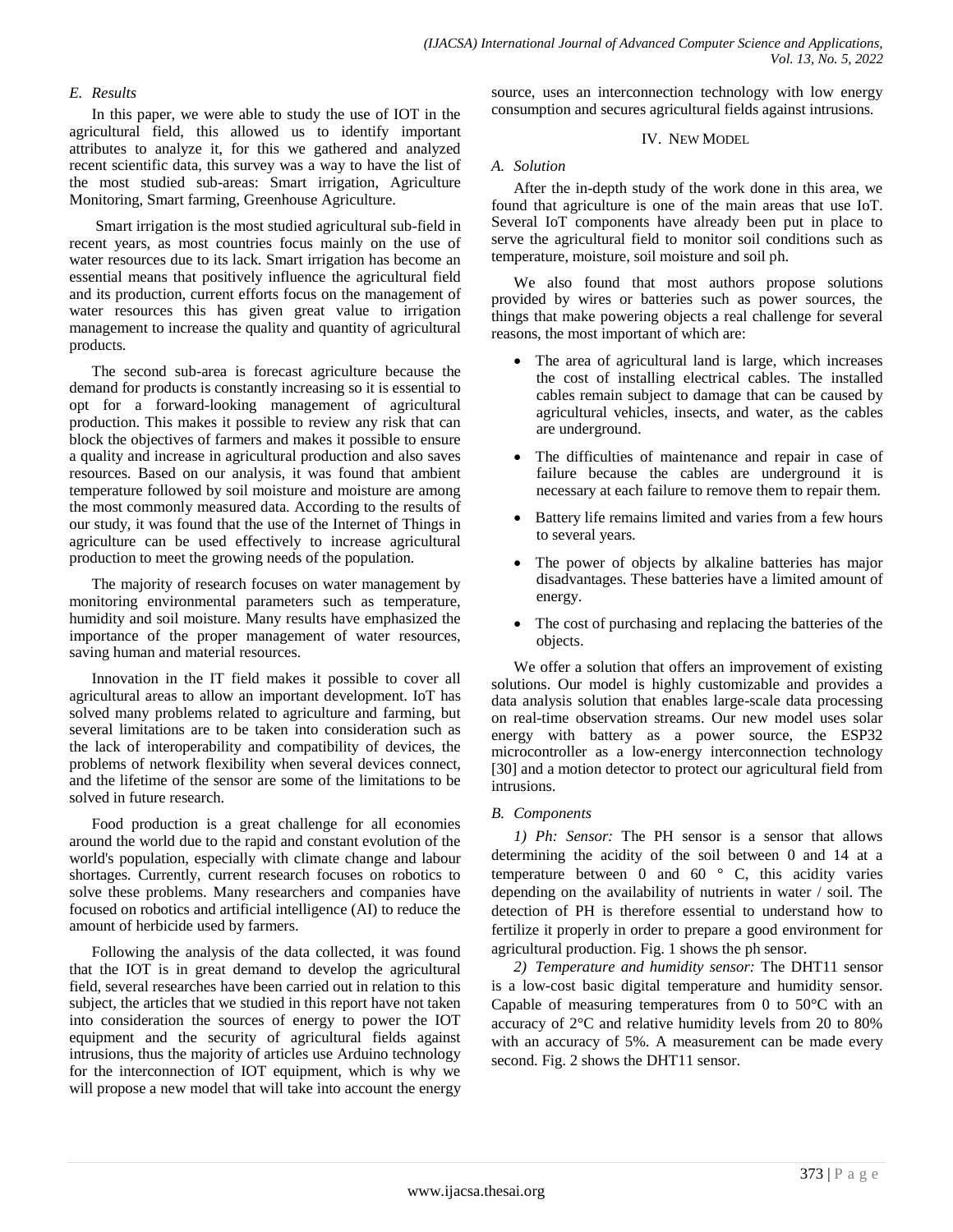### E. Results

In this paper, we were able to study the use of IOT in the agricultural field, this allowed us to identify important attributes to analyze it, for this we gathered and analyzed recent scientific data, this survey was a way to have the list of the most studied sub-areas: Smart irrigation, Agriculture Monitoring, Smart farming, Greenhouse Agriculture.

Smart irrigation is the most studied agricultural sub-field in recent years, as most countries focus mainly on the use of water resources due to its lack. Smart irrigation has become an essential means that positively influence the agricultural field and its production, current efforts focus on the management of water resources this has given great value to irrigation management to increase the quality and quantity of agricultural products.

The second sub-area is forecast agriculture because the demand for products is constantly increasing so it is essential to opt for a forward-looking management of agricultural production. This makes it possible to review any risk that can block the objectives of farmers and makes it possible to ensure a quality and increase in agricultural production and also saves resources. Based on our analysis, it was found that ambient temperature followed by soil moisture and moisture are among the most commonly measured data. According to the results of our study, it was found that the use of the Internet of Things in agriculture can be used effectively to increase agricultural production to meet the growing needs of the population.

The majority of research focuses on water management by monitoring environmental parameters such as temperature, humidity and soil moisture. Many results have emphasized the importance of the proper management of water resources, saving human and material resources.

Innovation in the IT field makes it possible to cover all agricultural areas to allow an important development. IoT has solved many problems related to agriculture and farming, but several limitations are to be taken into consideration such as the lack of interoperability and compatibility of devices, the problems of network flexibility when several devices connect, and the lifetime of the sensor are some of the limitations to be solved in future research.

Food production is a great challenge for all economies around the world due to the rapid and constant evolution of the world's population, especially with climate change and labour shortages. Currently, current research focuses on robotics to solve these problems. Many researchers and companies have focused on robotics and artificial intelligence (AI) to reduce the amount of herbicide used by farmers.

Following the analysis of the data collected, it was found that the IOT is in great demand to develop the agricultural field, several researches have been carried out in relation to this subject, the articles that we studied in this report have not taken into consideration the sources of energy to power the IOT equipment and the security of agricultural fields against intrusions, thus the majority of articles use Arduino technology for the interconnection of IOT equipment, which is why we will propose a new model that will take into account the energy source, uses an interconnection technology with low energy consumption and secures agricultural fields against intrusions.

## IV. New Model

### A. Solution

After the in-depth study of the work done in this area, we found that agriculture is one of the main areas that use IoT. Several IoT components have already been put in place to serve the agricultural field to monitor soil conditions such as temperature, moisture, soil moisture and soil ph.

We also found that most authors propose solutions provided by wires or batteries such as power sources, the things that make powering objects a real challenge for several reasons, the most important of which are:

- The area of agricultural land is large, which increases the cost of installing electrical cables. The installed cables remain subject to damage that can be caused by agricultural vehicles, insects, and water, as the cables are underground.
- The difficulties of maintenance and repair in case of failure because the cables are underground it is necessary at each failure to remove them to repair them.
- Battery life remains limited and varies from a few hours to several years.
- The power of objects by alkaline batteries has major disadvantages. These batteries have a limited amount of energy.
- The cost of purchasing and replacing the batteries of the objects.

We offer a solution that offers an improvement of existing solutions. Our model is highly customizable and provides a data analysis solution that enables large-scale data processing on real-time observation streams. Our new model uses solar energy with battery as a power source, the ESP32 microcontroller as a low-energy interconnection technology [30] and a motion detector to protect our agricultural field from intrusions.

### B. Components

*1) Ph: Sensor:* The PH sensor is a sensor that allows determining the acidity of the soil between 0 and 14 at a temperature between 0 and 60 ° C, this acidity varies depending on the availability of nutrients in water / soil. The detection of PH is therefore essential to understand how to fertilize it properly in order to prepare a good environment for agricultural production. Fig. 1 shows the ph sensor.

*2) Temperature and humidity sensor:* The DHT11 sensor is a low-cost basic digital temperature and humidity sensor. Capable of measuring temperatures from 0 to 50°C with an accuracy of 2°C and relative humidity levels from 20 to 80% with an accuracy of 5%. A measurement can be made every second. Fig. 2 shows the DHT11 sensor.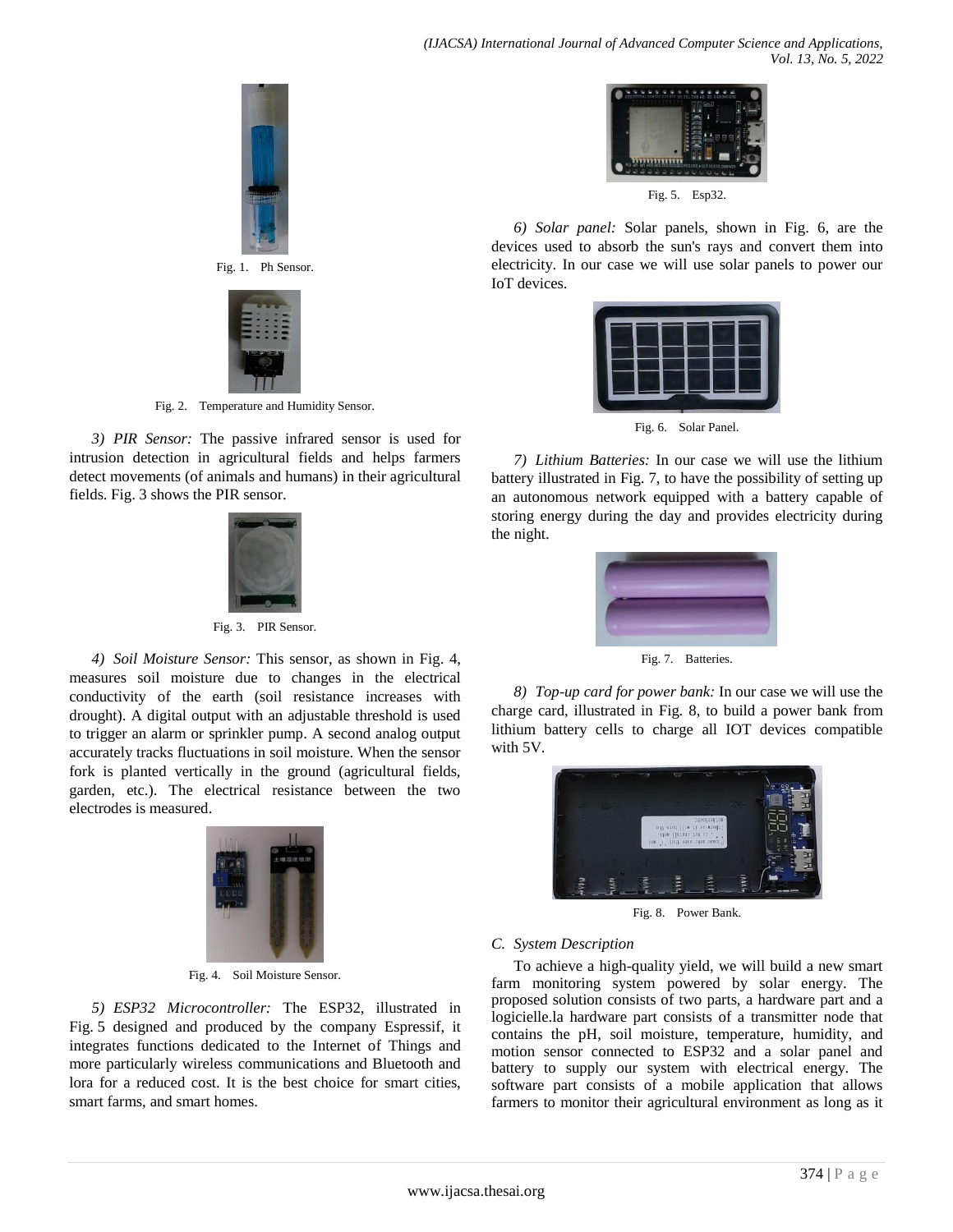Fig. 1. Ph Sensor.

Fig. 2. Temperature and Humidity Sensor.

*3) PIR Sensor:* The passive infrared sensor is used for intrusion detection in agricultural fields and helps farmers detect movements (of animals and humans) in their agricultural fields. Fig. 3 shows the PIR sensor.

Fig. 3. PIR Sensor.

*4) Soil Moisture Sensor:* This sensor, as shown in Fig. 4, measures soil moisture due to changes in the electrical conductivity of the earth (soil resistance increases with drought). A digital output with an adjustable threshold is used to trigger an alarm or sprinkler pump. A second analog output accurately tracks fluctuations in soil moisture. When the sensor fork is planted vertically in the ground (agricultural fields, garden, etc.). The electrical resistance between the two electrodes is measured.

Fig. 4. Soil Moisture Sensor.

*5) ESP32 Microcontroller:* The ESP32, illustrated in Fig. 5 designed and produced by the company Espressif, it integrates functions dedicated to the Internet of Things and more particularly wireless communications and Bluetooth and lora for a reduced cost. It is the best choice for smart cities, smart farms, and smart homes.

Fig. 5. Esp32.

*6) Solar panel:* Solar panels, shown in Fig. 6, are the devices used to absorb the sun's rays and convert them into electricity. In our case we will use solar panels to power our IoT devices.

Fig. 6. Solar Panel.

*7) Lithium Batteries:* In our case we will use the lithium battery illustrated in Fig. 7, to have the possibility of setting up an autonomous network equipped with a battery capable of storing energy during the day and provides electricity during the night.

Fig. 7. Batteries.

*8) Top-up card for power bank:* In our case we will use the charge card, illustrated in Fig. 8, to build a power bank from lithium battery cells to charge all IOT devices compatible with 5V.

Fig. 8. Power Bank.

## *C. System Description*

To achieve a high-quality yield, we will build a new smart farm monitoring system powered by solar energy. The proposed solution consists of two parts, a hardware part and a logicielle.la hardware part consists of a transmitter node that contains the pH, soil moisture, temperature, humidity, and motion sensor connected to ESP32 and a solar panel and battery to supply our system with electrical energy. The software part consists of a mobile application that allows farmers to monitor their agricultural environment as long as it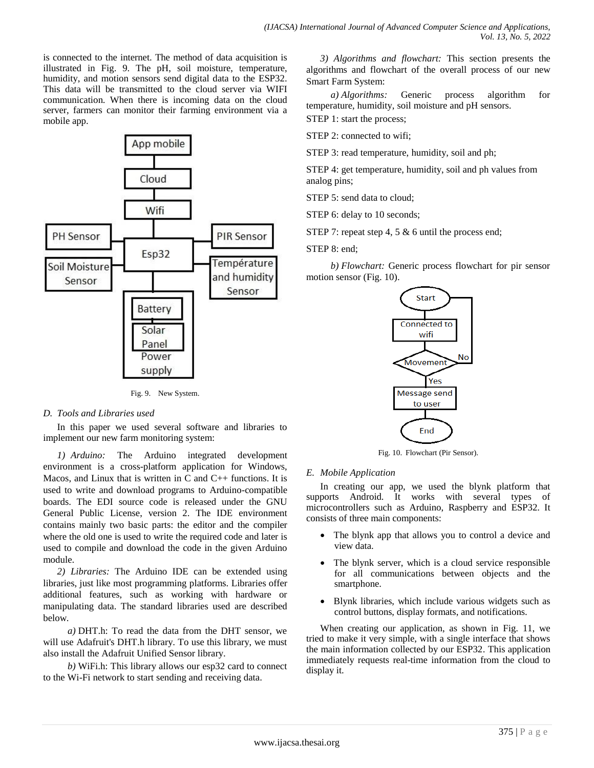is connected to the internet. The method of data acquisition is illustrated in Fig. 9. The pH, soil moisture, temperature, humidity, and motion sensors send digital data to the ESP32. This data will be transmitted to the cloud server via WIFI communication. When there is incoming data on the cloud server, farmers can monitor their farming environment via a mobile app.

Fig. 9. New System.

### D. Tools and Libraries used

In this paper we used several software and libraries to implement our new farm monitoring system:

*1) Arduino:* The Arduino integrated development environment is a cross-platform application for Windows, Macos, and Linux that is written in C and C++ functions. It is used to write and download programs to Arduino-compatible boards. The EDI source code is released under the GNU General Public License, version 2. The IDE environment contains mainly two basic parts: the editor and the compiler where the old one is used to write the required code and later is used to compile and download the code in the given Arduino module.

*2) Libraries:* The Arduino IDE can be extended using libraries, just like most programming platforms. Libraries offer additional features, such as working with hardware or manipulating data. The standard libraries used are described below.

*a)* DHT.h: To read the data from the DHT sensor, we will use Adafruit's DHT.h library. To use this library, we must also install the Adafruit Unified Sensor library.

*b)* WiFi.h: This library allows our esp32 card to connect to the Wi-Fi network to start sending and receiving data.

*3) Algorithms and flowchart:* This section presents the algorithms and flowchart of the overall process of our new Smart Farm System:

*a) Algorithms:* Generic process algorithm for temperature, humidity, soil moisture and pH sensors.

STEP 1: start the process;

STEP 2: connected to wifi;

STEP 3: read temperature, humidity, soil and ph;

STEP 4: get temperature, humidity, soil and ph values from analog pins;

STEP 5: send data to cloud;

STEP 6: delay to 10 seconds;

STEP 7: repeat step 4, 5 & 6 until the process end;

STEP 8: end;

*b) Flowchart:* Generic process flowchart for pir sensor motion sensor (Fig. 10).

Fig. 10. Flowchart (Pir Sensor).

### E. Mobile Application

In creating our app, we used the blynk platform that supports Android. It works with several types of microcontrollers such as Arduino, Raspberry and ESP32. It consists of three main components:

- The blynk app that allows you to control a device and view data.
- The blynk server, which is a cloud service responsible for all communications between objects and the smartphone.
- Blynk libraries, which include various widgets such as control buttons, display formats, and notifications.

When creating our application, as shown in Fig. 11, we tried to make it very simple, with a single interface that shows the main information collected by our ESP32. This application immediately requests real-time information from the cloud to display it.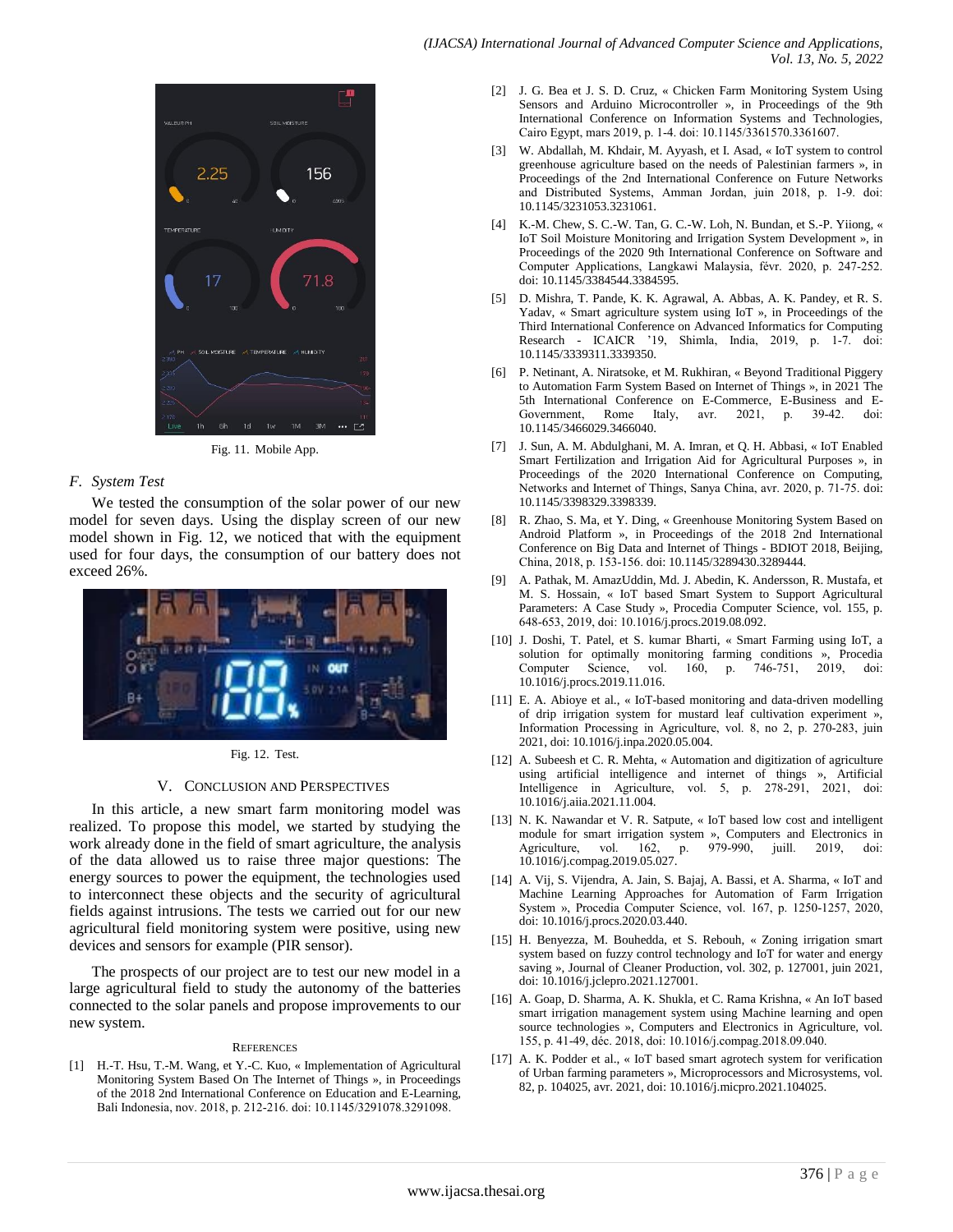Fig. 11. Mobile App.

### F. System Test

We tested the consumption of the solar power of our new model for seven days. Using the display screen of our new model shown in Fig. 12, we noticed that with the equipment used for four days, the consumption of our battery does not exceed 26%.

Fig. 12. Test.

## V. Conclusion and Perspectives

In this article, a new smart farm monitoring model was realized. To propose this model, we started by studying the work already done in the field of smart agriculture, the analysis of the data allowed us to raise three major questions: The energy sources to power the equipment, the technologies used to interconnect these objects and the security of agricultural fields against intrusions. The tests we carried out for our new agricultural field monitoring system were positive, using new devices and sensors for example (PIR sensor).

The prospects of our project are to test our new model in a large agricultural field to study the autonomy of the batteries connected to the solar panels and propose improvements to our new system.

## References

[1] H.-T. Hsu, T.-M. Wang, et Y.-C. Kuo, « Implementation of Agricultural Monitoring System Based On The Internet of Things », in Proceedings of the 2018 2nd International Conference on Education and E-Learning, Bali Indonesia, nov. 2018, p. 212-216. doi: 10.1145/3291078.3291098.

[2] J. G. Bea et J. S. D. Cruz, « Chicken Farm Monitoring System Using Sensors and Arduino Microcontroller », in Proceedings of the 9th International Conference on Information Systems and Technologies, Cairo Egypt, mars 2019, p. 1-4. doi: 10.1145/3361570.3361607.

[3] W. Abdallah, M. Khdair, M. Ayyash, et I. Asad, « IoT system to control greenhouse agriculture based on the needs of Palestinian farmers », in Proceedings of the 2nd International Conference on Future Networks and Distributed Systems, Amman Jordan, juin 2018, p. 1-9. doi: 10.1145/3231053.3231061.

[4] K.-M. Chew, S. C.-W. Tan, G. C.-W. Loh, N. Bundan, et S.-P. Yiiong, « IoT Soil Moisture Monitoring and Irrigation System Development », in Proceedings of the 2020 9th International Conference on Software and Computer Applications, Langkawi Malaysia, févr. 2020, p. 247-252. doi: 10.1145/3384544.3384595.

[5] D. Mishra, T. Pande, K. K. Agrawal, A. Abbas, A. K. Pandey, et R. S. Yadav, « Smart agriculture system using IoT », in Proceedings of the Third International Conference on Advanced Informatics for Computing Research - ICAICR '19, Shimla, India, 2019, p. 1-7. doi: 10.1145/3339311.3339350.

[6] P. Netinant, A. Niratsoke, et M. Rukhiran, « Beyond Traditional Piggery to Automation Farm System Based on Internet of Things », in 2021 The 5th International Conference on E-Commerce, E-Business and E-Government, Rome Italy, avr. 2021, p. 39-42. doi: 10.1145/3466029.3466040.

[7] J. Sun, A. M. Abdulghani, M. A. Imran, et Q. H. Abbasi, « IoT Enabled Smart Fertilization and Irrigation Aid for Agricultural Purposes », in Proceedings of the 2020 International Conference on Computing, Networks and Internet of Things, Sanya China, avr. 2020, p. 71-75. doi: 10.1145/3398329.3398339.

[8] R. Zhao, S. Ma, et Y. Ding, « Greenhouse Monitoring System Based on Android Platform », in Proceedings of the 2018 2nd International Conference on Big Data and Internet of Things - BDIOT 2018, Beijing, China, 2018, p. 153-156. doi: 10.1145/3289430.3289444.

[9] A. Pathak, M. AmazUddin, Md. J. Abedin, K. Andersson, R. Mustafa, et M. S. Hossain, « IoT based Smart System to Support Agricultural Parameters: A Case Study », Procedia Computer Science, vol. 155, p. 648-653, 2019, doi: 10.1016/j.procs.2019.08.092.

[10] J. Doshi, T. Patel, et S. kumar Bharti, « Smart Farming using IoT, a solution for optimally monitoring farming conditions », Procedia Computer Science, vol. 160, p. 746-751, 2019, doi: 10.1016/j.procs.2019.11.016.

[11] E. A. Abioye et al., « IoT-based monitoring and data-driven modelling of drip irrigation system for mustard leaf cultivation experiment », Information Processing in Agriculture, vol. 8, no 2, p. 270-283, juin 2021, doi: 10.1016/j.inpa.2020.05.004.

[12] A. Subeesh et C. R. Mehta, « Automation and digitization of agriculture using artificial intelligence and internet of things », Artificial Intelligence in Agriculture, vol. 5, p. 278-291, 2021, doi: 10.1016/j.aiia.2021.11.004.

[13] N. K. Nawandar et V. R. Satpute, « IoT based low cost and intelligent module for smart irrigation system », Computers and Electronics in Agriculture, vol. 162, p. 979-990, juill. 2019, doi: 10.1016/j.compag.2019.05.027.

[14] A. Vij, S. Vijendra, A. Jain, S. Bajaj, A. Bassi, et A. Sharma, « IoT and Machine Learning Approaches for Automation of Farm Irrigation System », Procedia Computer Science, vol. 167, p. 1250-1257, 2020, doi: 10.1016/j.procs.2020.03.440.

[15] H. Benyezza, M. Bouhedda, et S. Rebouh, « Zoning irrigation smart system based on fuzzy control technology and IoT for water and energy saving », Journal of Cleaner Production, vol. 302, p. 127001, juin 2021, doi: 10.1016/j.jclepro.2021.127001.

[16] A. Goap, D. Sharma, A. K. Shukla, et C. Rama Krishna, « An IoT based smart irrigation management system using Machine learning and open source technologies », Computers and Electronics in Agriculture, vol. 155, p. 41-49, déc. 2018, doi: 10.1016/j.compag.2018.09.040.

[17] A. K. Podder et al., « IoT based smart agrotech system for verification of Urban farming parameters », Microprocessors and Microsystems, vol. 82, p. 104025, avr. 2021, doi: 10.1016/j.micpro.2021.104025.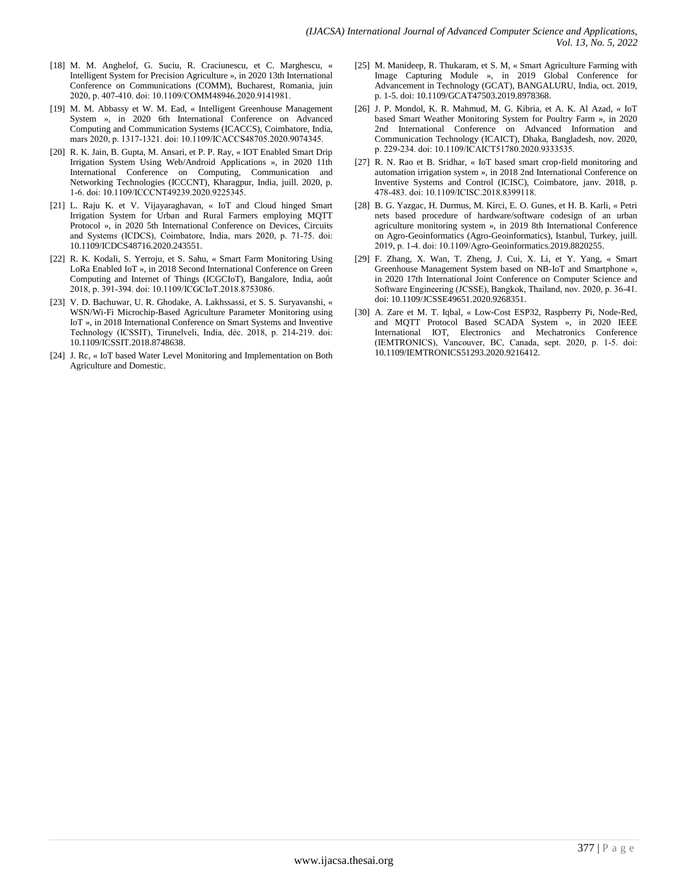[18] M. M. Anghelof, G. Suciu, R. Craciunescu, et C. Marghescu, « Intelligent System for Precision Agriculture », in 2020 13th International Conference on Communications (COMM), Bucharest, Romania, juin 2020, p. 407-410. doi: 10.1109/COMM48946.2020.9141981.

[19] M. M. Abbassy et W. M. Ead, « Intelligent Greenhouse Management System », in 2020 6th International Conference on Advanced Computing and Communication Systems (ICACCS), Coimbatore, India, mars 2020, p. 1317-1321. doi: 10.1109/ICACCS48705.2020.9074345.

[20] R. K. Jain, B. Gupta, M. Ansari, et P. P. Ray, « IOT Enabled Smart Drip Irrigation System Using Web/Android Applications », in 2020 11th International Conference on Computing, Communication and Networking Technologies (ICCCNT), Kharagpur, India, juill. 2020, p. 1-6. doi: 10.1109/ICCCNT49239.2020.9225345.

[21] L. Raju K. et V. Vijayaraghavan, « IoT and Cloud hinged Smart Irrigation System for Urban and Rural Farmers employing MQTT Protocol », in 2020 5th International Conference on Devices, Circuits and Systems (ICDCS), Coimbatore, India, mars 2020, p. 71-75. doi: 10.1109/ICDCS48716.2020.243551.

[22] R. K. Kodali, S. Yerroju, et S. Sahu, « Smart Farm Monitoring Using LoRa Enabled IoT », in 2018 Second International Conference on Green Computing and Internet of Things (ICGCIoT), Bangalore, India, août 2018, p. 391-394. doi: 10.1109/ICGCIoT.2018.8753086.

[23] V. D. Bachuwar, U. R. Ghodake, A. Lakhssassi, et S. S. Suryavanshi, « WSN/Wi-Fi Microchip-Based Agriculture Parameter Monitoring using IoT », in 2018 International Conference on Smart Systems and Inventive Technology (ICSSIT), Tirunelveli, India, déc. 2018, p. 214-219. doi: 10.1109/ICSSIT.2018.8748638.

[24] J. Rc, « IoT based Water Level Monitoring and Implementation on Both Agriculture and Domestic.

[25] M. Manideep, R. Thukaram, et S. M, « Smart Agriculture Farming with Image Capturing Module », in 2019 Global Conference for Advancement in Technology (GCAT), BANGALURU, India, oct. 2019, p. 1-5. doi: 10.1109/GCAT47503.2019.8978368.

[26] J. P. Mondol, K. R. Mahmud, M. G. Kibria, et A. K. Al Azad, « IoT based Smart Weather Monitoring System for Poultry Farm », in 2020 2nd International Conference on Advanced Information and Communication Technology (ICAICT), Dhaka, Bangladesh, nov. 2020, p. 229-234. doi: 10.1109/ICAICT51780.2020.9333535.

[27] R. N. Rao et B. Sridhar, « IoT based smart crop-field monitoring and automation irrigation system », in 2018 2nd International Conference on Inventive Systems and Control (ICISC), Coimbatore, janv. 2018, p. 478-483. doi: 10.1109/ICISC.2018.8399118.

[28] B. G. Yazgac, H. Durmus, M. Kirci, E. O. Gunes, et H. B. Karli, « Petri nets based procedure of hardware/software codesign of an urban agriculture monitoring system », in 2019 8th International Conference on Agro-Geoinformatics (Agro-Geoinformatics), Istanbul, Turkey, juill. 2019, p. 1-4. doi: 10.1109/Agro-Geoinformatics.2019.8820255.

[29] F. Zhang, X. Wan, T. Zheng, J. Cui, X. Li, et Y. Yang, « Smart Greenhouse Management System based on NB-IoT and Smartphone », in 2020 17th International Joint Conference on Computer Science and Software Engineering (JCSSE), Bangkok, Thailand, nov. 2020, p. 36-41. doi: 10.1109/JCSSE49651.2020.9268351.

[30] A. Zare et M. T. Iqbal, « Low-Cost ESP32, Raspberry Pi, Node-Red, and MQTT Protocol Based SCADA System », in 2020 IEEE International IOT, Electronics and Mechatronics Conference (IEMTRONICS), Vancouver, BC, Canada, sept. 2020, p. 1-5. doi: 10.1109/IEMTRONICS51293.2020.9216412.